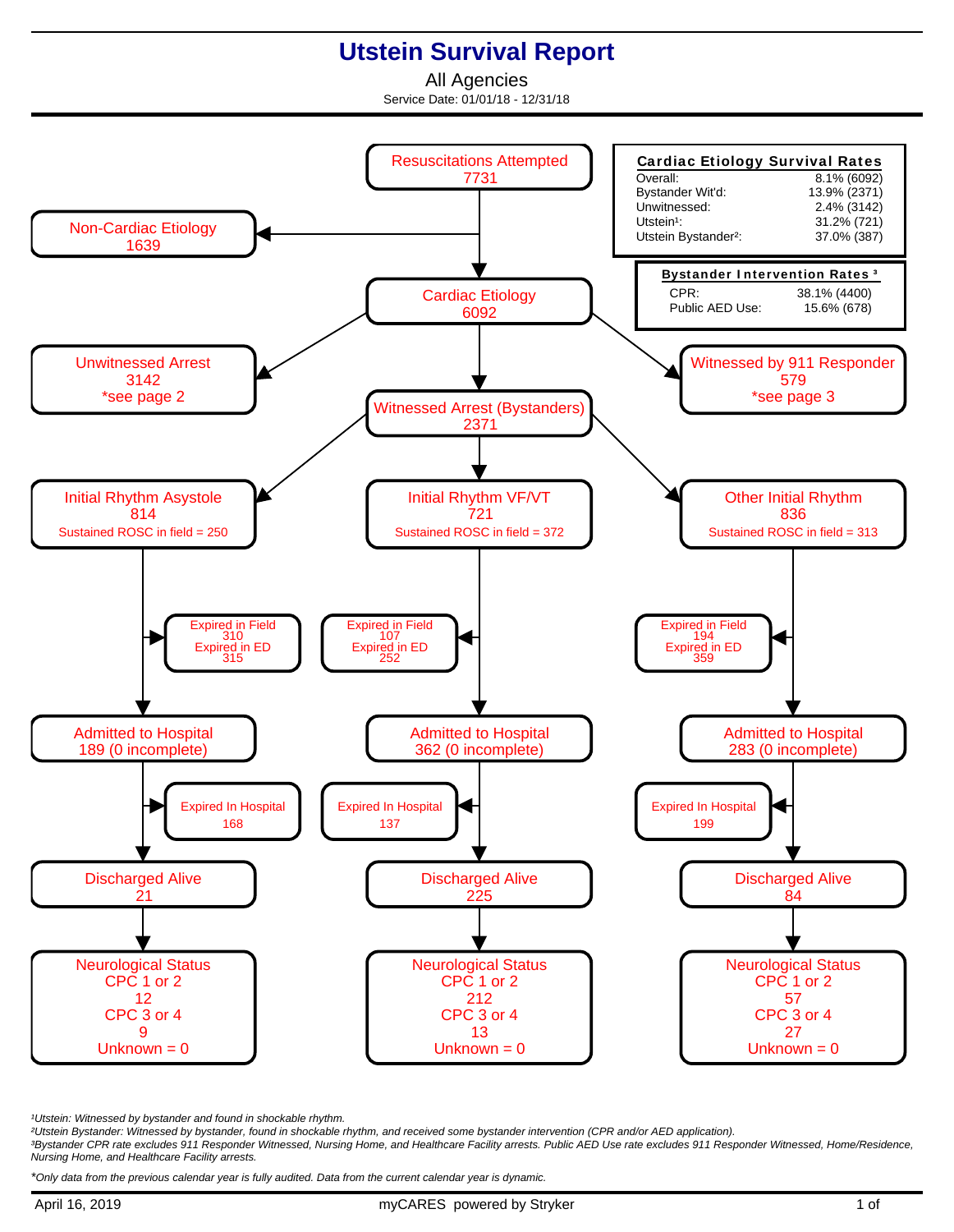# Utstein Survival Report

All Agencies

Service Date: 01/01/18 - 12/31/18

**Cardiac Etiology Survival Rates**

| | |
|---|---|
| Overall: | 8.1% (6092) |
| Bystander Wit'd: | 13.9% (2371) |
| Unwitnessed: | 2.4% (3142) |
| Utstein[1]: | 31.2% (721) |
| Utstein Bystander[2]: | 37.0% (387) |

**Bystander Intervention Rates [3]**

| | |
|---|---|
| CPR: | 38.1% (4400) |
| Public AED Use: | 15.6% (678) |

Resuscitations Attempted
7731

- Non-Cardiac Etiology: 1639
- Cardiac Etiology: 6092
  - Unwitnessed Arrest: 3142 *see page 2
  - Witnessed by 911 Responder: 579 *see page 3
  - Witnessed Arrest (Bystanders): 2371

| | Initial Rhythm Asystole | Initial Rhythm VF/VT | Other Initial Rhythm |
|---|---|---|---|
| Count | 814 | 721 | 836 |
| Sustained ROSC in field | 250 | 372 | 313 |
| Expired in Field | 310 | 107 | 194 |
| Expired in ED | 315 | 252 | 359 |
| Admitted to Hospital | 189 (0 incomplete) | 362 (0 incomplete) | 283 (0 incomplete) |
| Expired In Hospital | 168 | 137 | 199 |
| Discharged Alive | 21 | 225 | 84 |
| Neurological Status CPC 1 or 2 | 12 | 212 | 57 |
| Neurological Status CPC 3 or 4 | 9 | 13 | 27 |
| Unknown | 0 | 0 | 0 |

*[1]Utstein: Witnessed by bystander and found in shockable rhythm.*
*[2]Utstein Bystander: Witnessed by bystander, found in shockable rhythm, and received some bystander intervention (CPR and/or AED application).*
*[3]Bystander CPR rate excludes 911 Responder Witnessed, Nursing Home, and Healthcare Facility arrests. Public AED Use rate excludes 911 Responder Witnessed, Home/Residence, Nursing Home, and Healthcare Facility arrests.*

**Only data from the previous calendar year is fully audited. Data from the current calendar year is dynamic.*

April 16, 2019 — myCARES powered by Stryker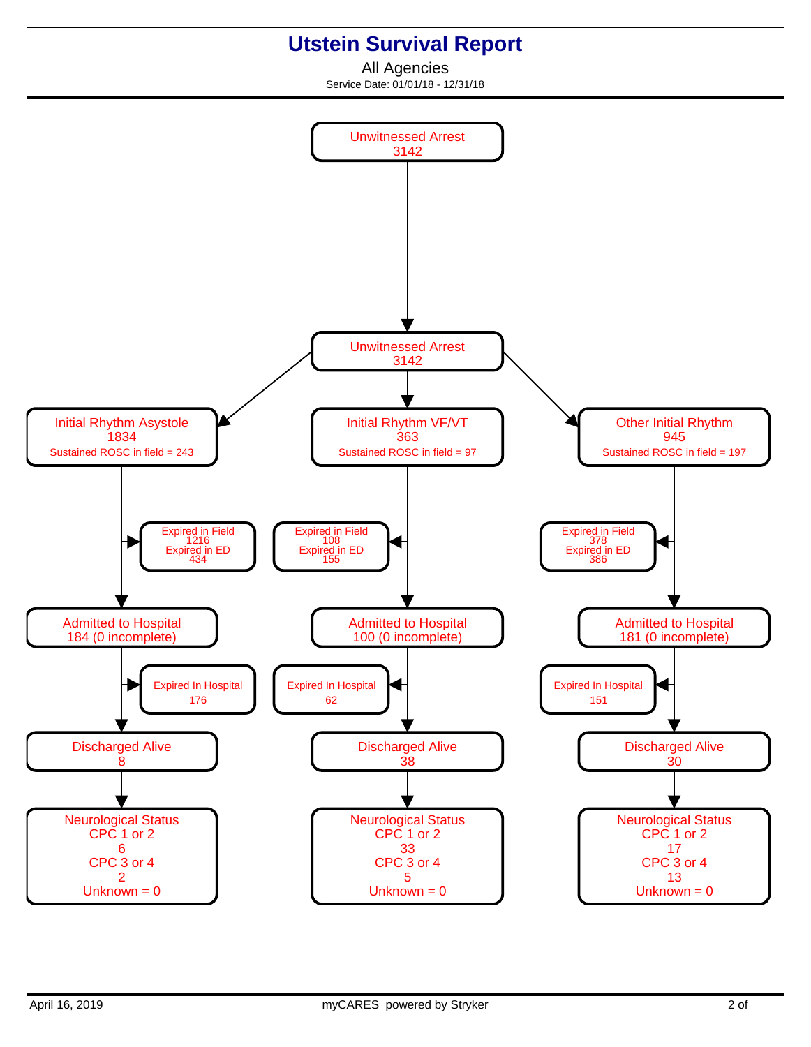# Utstein Survival Report

All Agencies

Service Date: 01/01/18 - 12/31/18

**Unwitnessed Arrest**
3142

↓

**Unwitnessed Arrest**
3142

| Initial Rhythm Asystole | Initial Rhythm VF/VT | Other Initial Rhythm |
|---|---|---|
| 1834 | 363 | 945 |
| Sustained ROSC in field = 243 | Sustained ROSC in field = 97 | Sustained ROSC in field = 197 |
| Expired in Field 1216 | Expired in Field 108 | Expired in Field 378 |
| Expired in ED 434 | Expired in ED 155 | Expired in ED 386 |
| Admitted to Hospital 184 (0 incomplete) | Admitted to Hospital 100 (0 incomplete) | Admitted to Hospital 181 (0 incomplete) |
| Expired In Hospital 176 | Expired In Hospital 62 | Expired In Hospital 151 |
| Discharged Alive 8 | Discharged Alive 38 | Discharged Alive 30 |
| Neurological Status | Neurological Status | Neurological Status |
| CPC 1 or 2: 6 | CPC 1 or 2: 33 | CPC 1 or 2: 17 |
| CPC 3 or 4: 2 | CPC 3 or 4: 5 | CPC 3 or 4: 13 |
| Unknown = 0 | Unknown = 0 | Unknown = 0 |

April 16, 2019 — myCARES powered by Stryker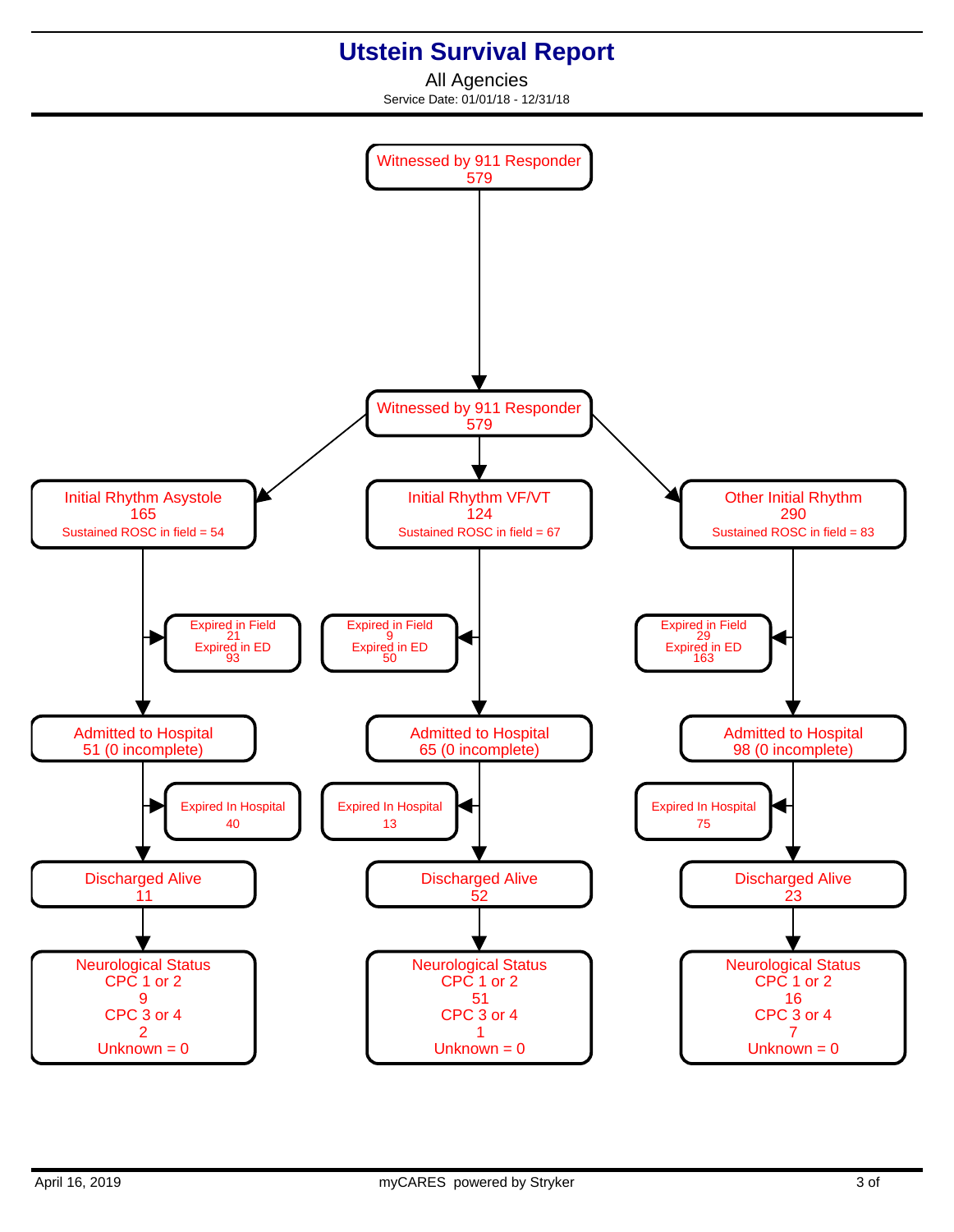# Utstein Survival Report

All Agencies

Service Date: 01/01/18 - 12/31/18

Witnessed by 911 Responder
579

Witnessed by 911 Responder
579

Initial Rhythm Asystole
165
Sustained ROSC in field = 54

Initial Rhythm VF/VT
124
Sustained ROSC in field = 67

Other Initial Rhythm
290
Sustained ROSC in field = 83

Expired in Field
21
Expired in ED
93

Expired in Field
9
Expired in ED
50

Expired in Field
29
Expired in ED
163

Admitted to Hospital
51 (0 incomplete)

Admitted to Hospital
65 (0 incomplete)

Admitted to Hospital
98 (0 incomplete)

Expired In Hospital
40

Expired In Hospital
13

Expired In Hospital
75

Discharged Alive
11

Discharged Alive
52

Discharged Alive
23

Neurological Status
CPC 1 or 2
9
CPC 3 or 4
2
Unknown = 0

Neurological Status
CPC 1 or 2
51
CPC 3 or 4
1
Unknown = 0

Neurological Status
CPC 1 or 2
16
CPC 3 or 4
7
Unknown = 0

April 16, 2019

myCARES powered by Stryker